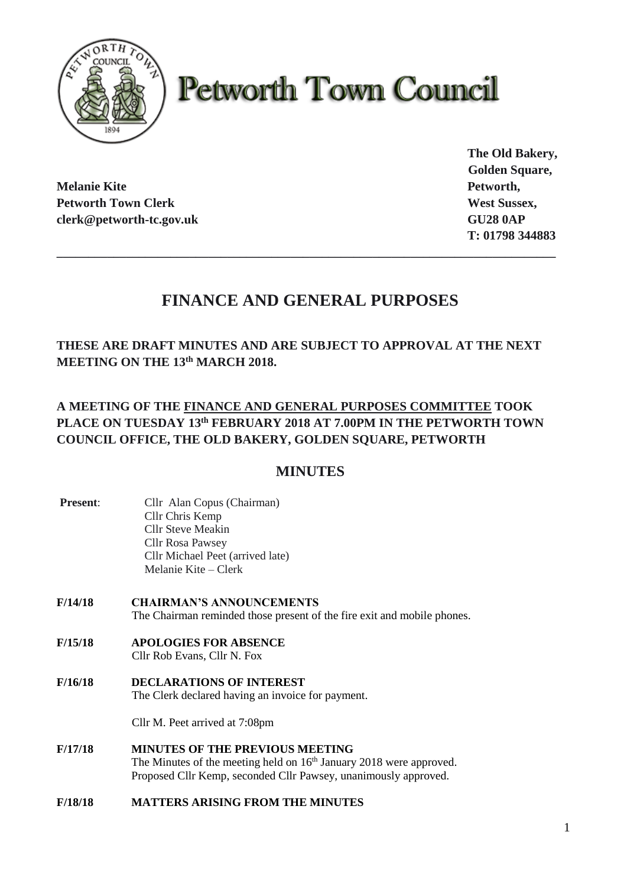# Petworth Town Council

**Melanie Kite**
**Petworth Town Clerk**
**clerk@petworth-tc.gov.uk**

**The Old Bakery,**
**Golden Square,**
**Petworth,**
**West Sussex,**
**GU28 0AP**
**T: 01798 344883**

---

## FINANCE AND GENERAL PURPOSES

**THESE ARE DRAFT MINUTES AND ARE SUBJECT TO APPROVAL AT THE NEXT MEETING ON THE 13th MARCH 2018.**

**A MEETING OF THE <u>FINANCE AND GENERAL PURPOSES COMMITTEE</u> TOOK PLACE ON TUESDAY 13th FEBRUARY 2018 AT 7.00PM IN THE PETWORTH TOWN COUNCIL OFFICE, THE OLD BAKERY, GOLDEN SQUARE, PETWORTH**

## MINUTES

**Present**:
Cllr Alan Copus (Chairman)
Cllr Chris Kemp
Cllr Steve Meakin
Cllr Rosa Pawsey
Cllr Michael Peet (arrived late)
Melanie Kite – Clerk

**F/14/18 CHAIRMAN'S ANNOUNCEMENTS**
The Chairman reminded those present of the fire exit and mobile phones.

**F/15/18 APOLOGIES FOR ABSENCE**
Cllr Rob Evans, Cllr N. Fox

**F/16/18 DECLARATIONS OF INTEREST**
The Clerk declared having an invoice for payment.

Cllr M. Peet arrived at 7:08pm

**F/17/18 MINUTES OF THE PREVIOUS MEETING**
The Minutes of the meeting held on 16th January 2018 were approved.
Proposed Cllr Kemp, seconded Cllr Pawsey, unanimously approved.

**F/18/18 MATTERS ARISING FROM THE MINUTES**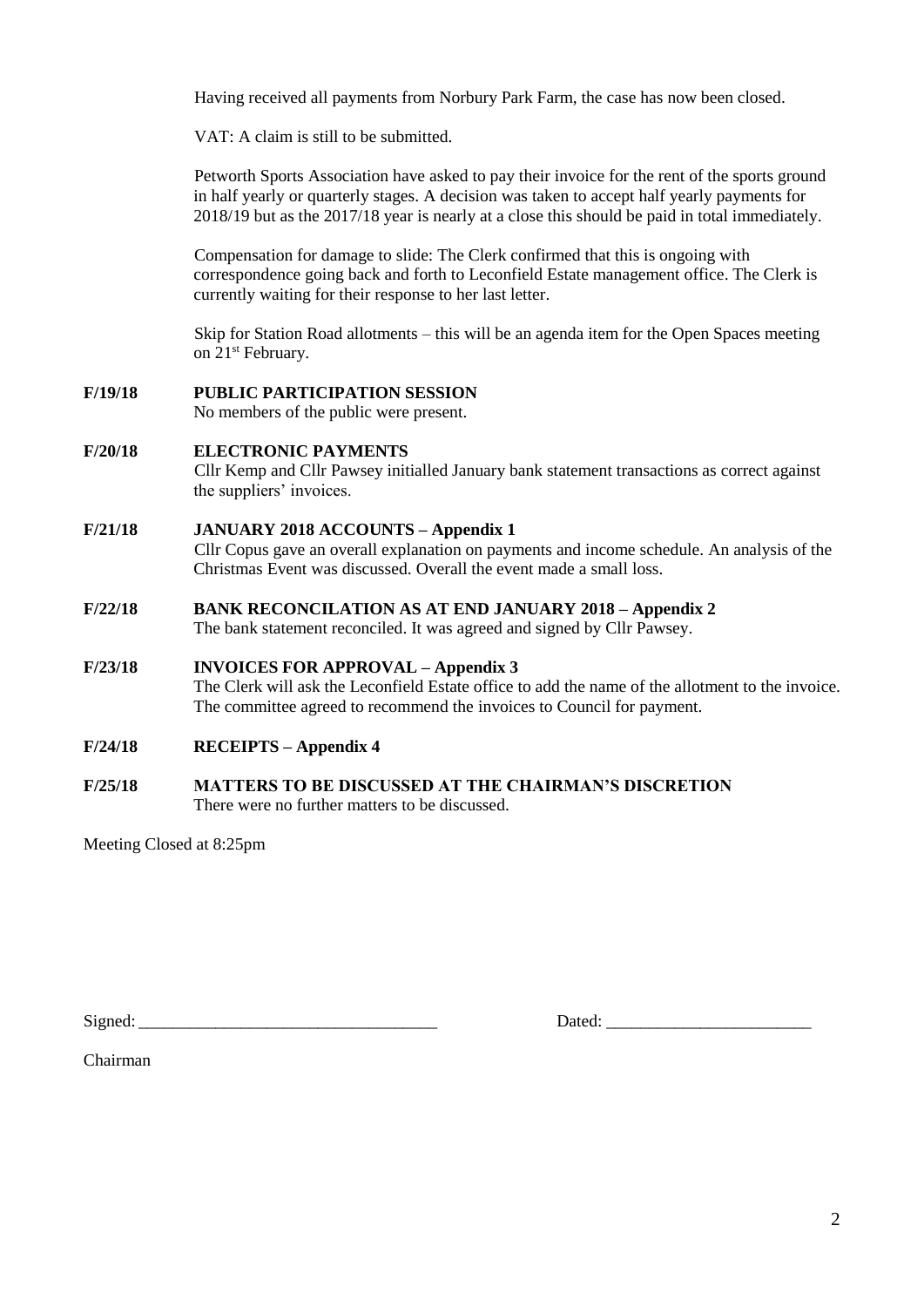Having received all payments from Norbury Park Farm, the case has now been closed.

VAT: A claim is still to be submitted.

Petworth Sports Association have asked to pay their invoice for the rent of the sports ground in half yearly or quarterly stages. A decision was taken to accept half yearly payments for 2018/19 but as the 2017/18 year is nearly at a close this should be paid in total immediately.

Compensation for damage to slide: The Clerk confirmed that this is ongoing with correspondence going back and forth to Leconfield Estate management office. The Clerk is currently waiting for their response to her last letter.

Skip for Station Road allotments – this will be an agenda item for the Open Spaces meeting on 21st February.

**F/19/18 PUBLIC PARTICIPATION SESSION**

No members of the public were present.

**F/20/18 ELECTRONIC PAYMENTS**

Cllr Kemp and Cllr Pawsey initialled January bank statement transactions as correct against the suppliers' invoices.

**F/21/18 JANUARY 2018 ACCOUNTS – Appendix 1**

Cllr Copus gave an overall explanation on payments and income schedule. An analysis of the Christmas Event was discussed. Overall the event made a small loss.

**F/22/18 BANK RECONCILATION AS AT END JANUARY 2018 – Appendix 2**

The bank statement reconciled. It was agreed and signed by Cllr Pawsey.

**F/23/18 INVOICES FOR APPROVAL – Appendix 3**

The Clerk will ask the Leconfield Estate office to add the name of the allotment to the invoice. The committee agreed to recommend the invoices to Council for payment.

**F/24/18 RECEIPTS – Appendix 4**

**F/25/18 MATTERS TO BE DISCUSSED AT THE CHAIRMAN'S DISCRETION**

There were no further matters to be discussed.

Meeting Closed at 8:25pm

Signed: ___________________________________ Dated: ________________________

Chairman